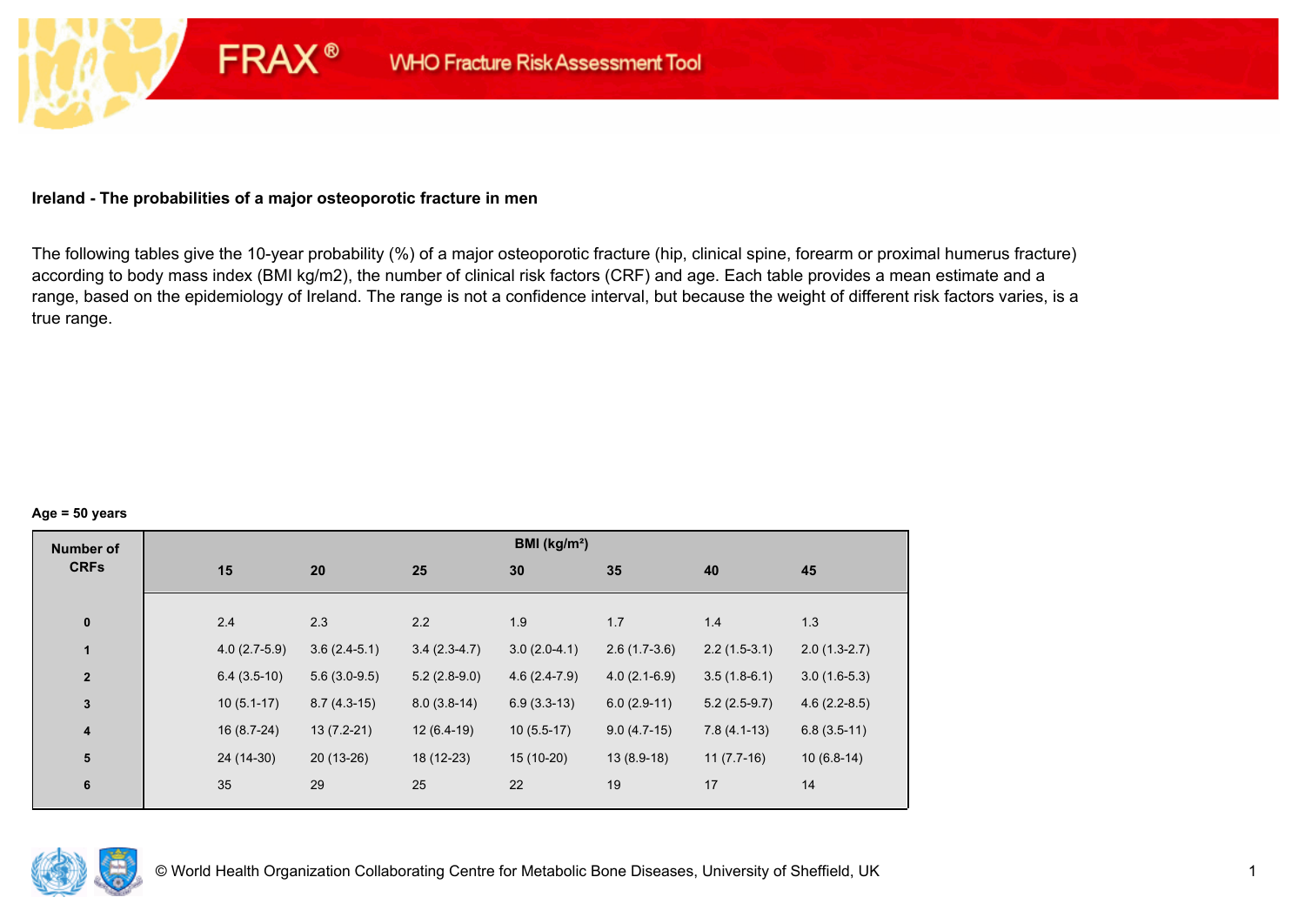## Ireland - The probabilities of a major osteoporotic fracture in men

The following tables give the 10-year probability (%) of a major osteoporotic fracture (hip, clinical spine, forearm or proximal humerus fracture) according to body mass index (BMI kg/m2), the number of clinical risk factors (CRF) and age. Each table provides a mean estimate and a range, based on the epidemiology of Ireland. The range is not a confidence interval, but because the weight of different risk factors varies, is a true range.

**Age = 50 years**

| Number of CRFs | BMI (kg/m²) | | | | | | |
|---|---|---|---|---|---|---|---|
| | 15 | 20 | 25 | 30 | 35 | 40 | 45 |
| 0 | 2.4 | 2.3 | 2.2 | 1.9 | 1.7 | 1.4 | 1.3 |
| 1 | 4.0 (2.7-5.9) | 3.6 (2.4-5.1) | 3.4 (2.3-4.7) | 3.0 (2.0-4.1) | 2.6 (1.7-3.6) | 2.2 (1.5-3.1) | 2.0 (1.3-2.7) |
| 2 | 6.4 (3.5-10) | 5.6 (3.0-9.5) | 5.2 (2.8-9.0) | 4.6 (2.4-7.9) | 4.0 (2.1-6.9) | 3.5 (1.8-6.1) | 3.0 (1.6-5.3) |
| 3 | 10 (5.1-17) | 8.7 (4.3-15) | 8.0 (3.8-14) | 6.9 (3.3-13) | 6.0 (2.9-11) | 5.2 (2.5-9.7) | 4.6 (2.2-8.5) |
| 4 | 16 (8.7-24) | 13 (7.2-21) | 12 (6.4-19) | 10 (5.5-17) | 9.0 (4.7-15) | 7.8 (4.1-13) | 6.8 (3.5-11) |
| 5 | 24 (14-30) | 20 (13-26) | 18 (12-23) | 15 (10-20) | 13 (8.9-18) | 11 (7.7-16) | 10 (6.8-14) |
| 6 | 35 | 29 | 25 | 22 | 19 | 17 | 14 |

© World Health Organization Collaborating Centre for Metabolic Bone Diseases, University of Sheffield, UK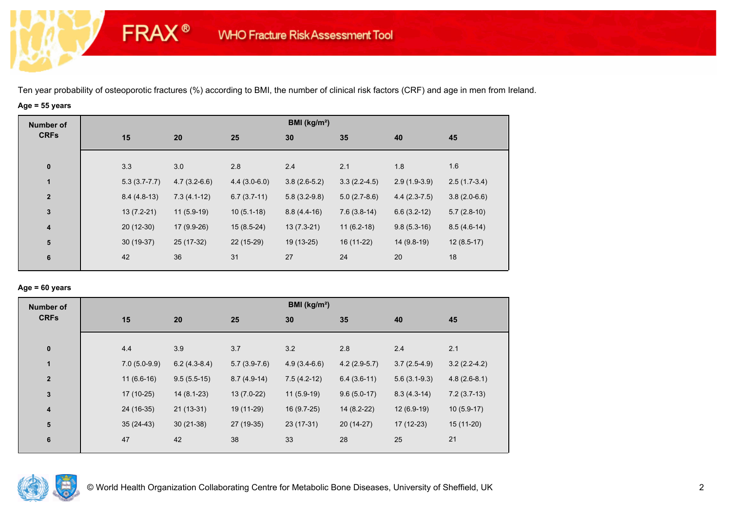# FRAX® WHO Fracture Risk Assessment Tool

Ten year probability of osteoporotic fractures (%) according to BMI, the number of clinical risk factors (CRF) and age in men from Ireland.

**Age = 55 years**

| Number of CRFs | BMI (kg/m²) | | | | | | |
|---|---|---|---|---|---|---|---|
| | 15 | 20 | 25 | 30 | 35 | 40 | 45 |
| 0 | 3.3 | 3.0 | 2.8 | 2.4 | 2.1 | 1.8 | 1.6 |
| 1 | 5.3 (3.7-7.7) | 4.7 (3.2-6.6) | 4.4 (3.0-6.0) | 3.8 (2.6-5.2) | 3.3 (2.2-4.5) | 2.9 (1.9-3.9) | 2.5 (1.7-3.4) |
| 2 | 8.4 (4.8-13) | 7.3 (4.1-12) | 6.7 (3.7-11) | 5.8 (3.2-9.8) | 5.0 (2.7-8.6) | 4.4 (2.3-7.5) | 3.8 (2.0-6.6) |
| 3 | 13 (7.2-21) | 11 (5.9-19) | 10 (5.1-18) | 8.8 (4.4-16) | 7.6 (3.8-14) | 6.6 (3.2-12) | 5.7 (2.8-10) |
| 4 | 20 (12-30) | 17 (9.9-26) | 15 (8.5-24) | 13 (7.3-21) | 11 (6.2-18) | 9.8 (5.3-16) | 8.5 (4.6-14) |
| 5 | 30 (19-37) | 25 (17-32) | 22 (15-29) | 19 (13-25) | 16 (11-22) | 14 (9.8-19) | 12 (8.5-17) |
| 6 | 42 | 36 | 31 | 27 | 24 | 20 | 18 |

**Age = 60 years**

| Number of CRFs | BMI (kg/m²) | | | | | | |
|---|---|---|---|---|---|---|---|
| | 15 | 20 | 25 | 30 | 35 | 40 | 45 |
| 0 | 4.4 | 3.9 | 3.7 | 3.2 | 2.8 | 2.4 | 2.1 |
| 1 | 7.0 (5.0-9.9) | 6.2 (4.3-8.4) | 5.7 (3.9-7.6) | 4.9 (3.4-6.6) | 4.2 (2.9-5.7) | 3.7 (2.5-4.9) | 3.2 (2.2-4.2) |
| 2 | 11 (6.6-16) | 9.5 (5.5-15) | 8.7 (4.9-14) | 7.5 (4.2-12) | 6.4 (3.6-11) | 5.6 (3.1-9.3) | 4.8 (2.6-8.1) |
| 3 | 17 (10-25) | 14 (8.1-23) | 13 (7.0-22) | 11 (5.9-19) | 9.6 (5.0-17) | 8.3 (4.3-14) | 7.2 (3.7-13) |
| 4 | 24 (16-35) | 21 (13-31) | 19 (11-29) | 16 (9.7-25) | 14 (8.2-22) | 12 (6.9-19) | 10 (5.9-17) |
| 5 | 35 (24-43) | 30 (21-38) | 27 (19-35) | 23 (17-31) | 20 (14-27) | 17 (12-23) | 15 (11-20) |
| 6 | 47 | 42 | 38 | 33 | 28 | 25 | 21 |

© World Health Organization Collaborating Centre for Metabolic Bone Diseases, University of Sheffield, UK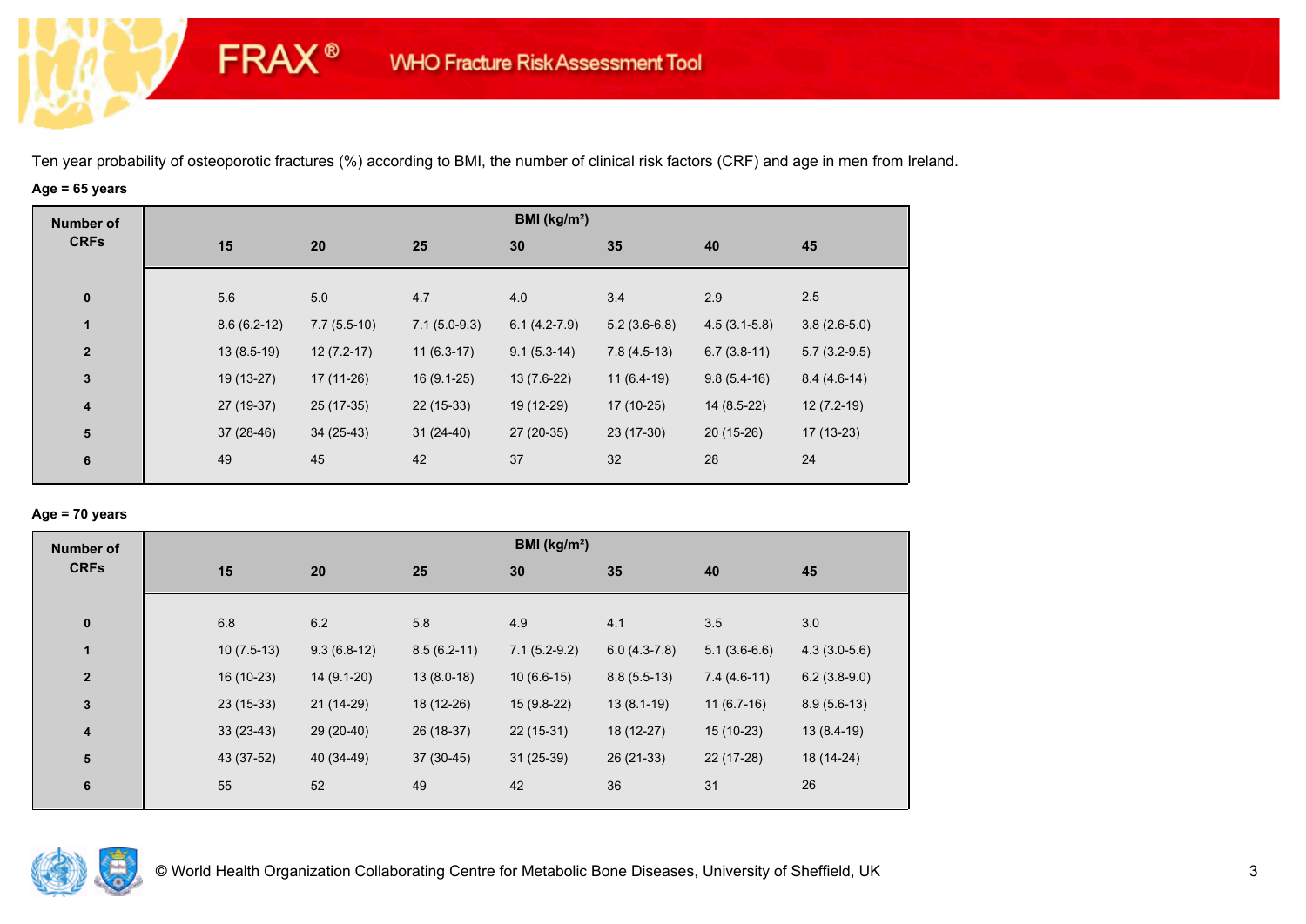FRAX® WHO Fracture Risk Assessment Tool

Ten year probability of osteoporotic fractures (%) according to BMI, the number of clinical risk factors (CRF) and age in men from Ireland.

**Age = 65 years**

| Number of CRFs | BMI (kg/m²) | | | | | | |
|---|---|---|---|---|---|---|---|
| | 15 | 20 | 25 | 30 | 35 | 40 | 45 |
| 0 | 5.6 | 5.0 | 4.7 | 4.0 | 3.4 | 2.9 | 2.5 |
| 1 | 8.6 (6.2-12) | 7.7 (5.5-10) | 7.1 (5.0-9.3) | 6.1 (4.2-7.9) | 5.2 (3.6-6.8) | 4.5 (3.1-5.8) | 3.8 (2.6-5.0) |
| 2 | 13 (8.5-19) | 12 (7.2-17) | 11 (6.3-17) | 9.1 (5.3-14) | 7.8 (4.5-13) | 6.7 (3.8-11) | 5.7 (3.2-9.5) |
| 3 | 19 (13-27) | 17 (11-26) | 16 (9.1-25) | 13 (7.6-22) | 11 (6.4-19) | 9.8 (5.4-16) | 8.4 (4.6-14) |
| 4 | 27 (19-37) | 25 (17-35) | 22 (15-33) | 19 (12-29) | 17 (10-25) | 14 (8.5-22) | 12 (7.2-19) |
| 5 | 37 (28-46) | 34 (25-43) | 31 (24-40) | 27 (20-35) | 23 (17-30) | 20 (15-26) | 17 (13-23) |
| 6 | 49 | 45 | 42 | 37 | 32 | 28 | 24 |

**Age = 70 years**

| Number of CRFs | BMI (kg/m²) | | | | | | |
|---|---|---|---|---|---|---|---|
| | 15 | 20 | 25 | 30 | 35 | 40 | 45 |
| 0 | 6.8 | 6.2 | 5.8 | 4.9 | 4.1 | 3.5 | 3.0 |
| 1 | 10 (7.5-13) | 9.3 (6.8-12) | 8.5 (6.2-11) | 7.1 (5.2-9.2) | 6.0 (4.3-7.8) | 5.1 (3.6-6.6) | 4.3 (3.0-5.6) |
| 2 | 16 (10-23) | 14 (9.1-20) | 13 (8.0-18) | 10 (6.6-15) | 8.8 (5.5-13) | 7.4 (4.6-11) | 6.2 (3.8-9.0) |
| 3 | 23 (15-33) | 21 (14-29) | 18 (12-26) | 15 (9.8-22) | 13 (8.1-19) | 11 (6.7-16) | 8.9 (5.6-13) |
| 4 | 33 (23-43) | 29 (20-40) | 26 (18-37) | 22 (15-31) | 18 (12-27) | 15 (10-23) | 13 (8.4-19) |
| 5 | 43 (37-52) | 40 (34-49) | 37 (30-45) | 31 (25-39) | 26 (21-33) | 22 (17-28) | 18 (14-24) |
| 6 | 55 | 52 | 49 | 42 | 36 | 31 | 26 |

© World Health Organization Collaborating Centre for Metabolic Bone Diseases, University of Sheffield, UK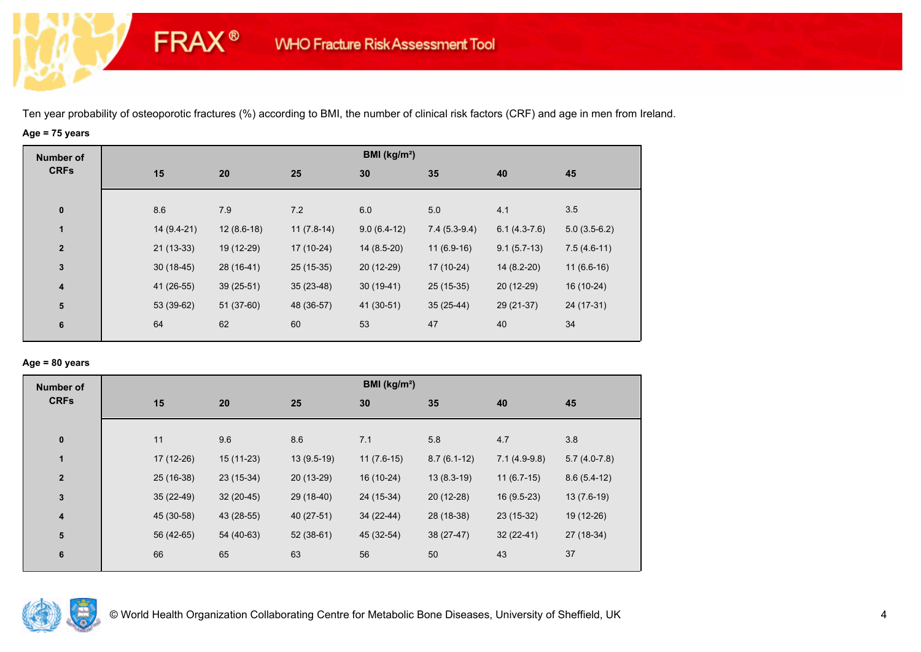Ten year probability of osteoporotic fractures (%) according to BMI, the number of clinical risk factors (CRF) and age in men from Ireland.

**Age = 75 years**

| Number of CRFs | BMI (kg/m²) | | | | | | |
|---|---|---|---|---|---|---|---|
| | 15 | 20 | 25 | 30 | 35 | 40 | 45 |
| 0 | 8.6 | 7.9 | 7.2 | 6.0 | 5.0 | 4.1 | 3.5 |
| 1 | 14 (9.4-21) | 12 (8.6-18) | 11 (7.8-14) | 9.0 (6.4-12) | 7.4 (5.3-9.4) | 6.1 (4.3-7.6) | 5.0 (3.5-6.2) |
| 2 | 21 (13-33) | 19 (12-29) | 17 (10-24) | 14 (8.5-20) | 11 (6.9-16) | 9.1 (5.7-13) | 7.5 (4.6-11) |
| 3 | 30 (18-45) | 28 (16-41) | 25 (15-35) | 20 (12-29) | 17 (10-24) | 14 (8.2-20) | 11 (6.6-16) |
| 4 | 41 (26-55) | 39 (25-51) | 35 (23-48) | 30 (19-41) | 25 (15-35) | 20 (12-29) | 16 (10-24) |
| 5 | 53 (39-62) | 51 (37-60) | 48 (36-57) | 41 (30-51) | 35 (25-44) | 29 (21-37) | 24 (17-31) |
| 6 | 64 | 62 | 60 | 53 | 47 | 40 | 34 |

**Age = 80 years**

| Number of CRFs | BMI (kg/m²) | | | | | | |
|---|---|---|---|---|---|---|---|
| | 15 | 20 | 25 | 30 | 35 | 40 | 45 |
| 0 | 11 | 9.6 | 8.6 | 7.1 | 5.8 | 4.7 | 3.8 |
| 1 | 17 (12-26) | 15 (11-23) | 13 (9.5-19) | 11 (7.6-15) | 8.7 (6.1-12) | 7.1 (4.9-9.8) | 5.7 (4.0-7.8) |
| 2 | 25 (16-38) | 23 (15-34) | 20 (13-29) | 16 (10-24) | 13 (8.3-19) | 11 (6.7-15) | 8.6 (5.4-12) |
| 3 | 35 (22-49) | 32 (20-45) | 29 (18-40) | 24 (15-34) | 20 (12-28) | 16 (9.5-23) | 13 (7.6-19) |
| 4 | 45 (30-58) | 43 (28-55) | 40 (27-51) | 34 (22-44) | 28 (18-38) | 23 (15-32) | 19 (12-26) |
| 5 | 56 (42-65) | 54 (40-63) | 52 (38-61) | 45 (32-54) | 38 (27-47) | 32 (22-41) | 27 (18-34) |
| 6 | 66 | 65 | 63 | 56 | 50 | 43 | 37 |

© World Health Organization Collaborating Centre for Metabolic Bone Diseases, University of Sheffield, UK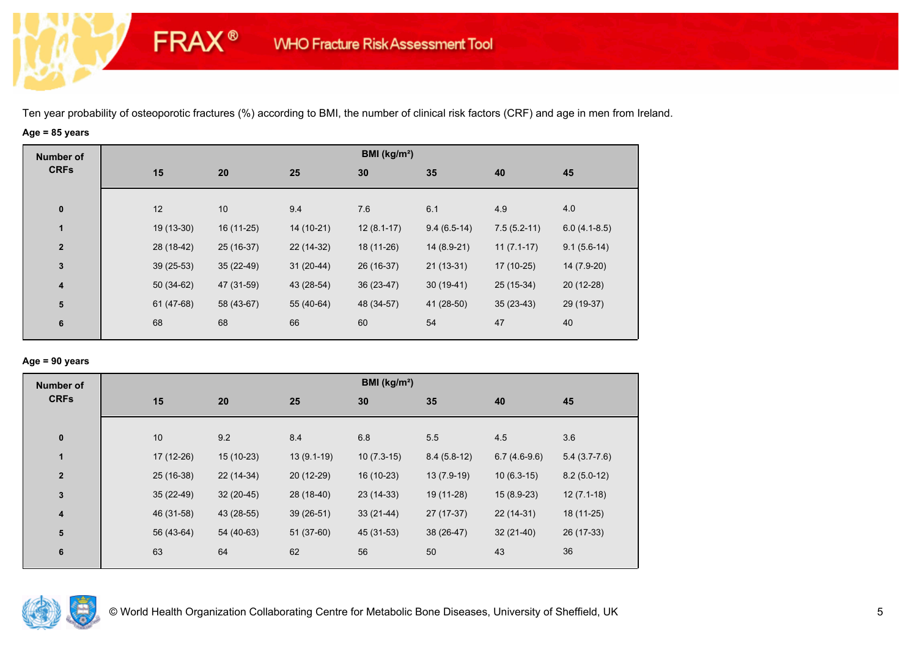# FRAX® WHO Fracture Risk Assessment Tool

Ten year probability of osteoporotic fractures (%) according to BMI, the number of clinical risk factors (CRF) and age in men from Ireland.

**Age = 85 years**

| Number of CRFs | BMI (kg/m²) | | | | | | |
|---|---|---|---|---|---|---|---|
| | 15 | 20 | 25 | 30 | 35 | 40 | 45 |
| 0 | 12 | 10 | 9.4 | 7.6 | 6.1 | 4.9 | 4.0 |
| 1 | 19 (13-30) | 16 (11-25) | 14 (10-21) | 12 (8.1-17) | 9.4 (6.5-14) | 7.5 (5.2-11) | 6.0 (4.1-8.5) |
| 2 | 28 (18-42) | 25 (16-37) | 22 (14-32) | 18 (11-26) | 14 (8.9-21) | 11 (7.1-17) | 9.1 (5.6-14) |
| 3 | 39 (25-53) | 35 (22-49) | 31 (20-44) | 26 (16-37) | 21 (13-31) | 17 (10-25) | 14 (7.9-20) |
| 4 | 50 (34-62) | 47 (31-59) | 43 (28-54) | 36 (23-47) | 30 (19-41) | 25 (15-34) | 20 (12-28) |
| 5 | 61 (47-68) | 58 (43-67) | 55 (40-64) | 48 (34-57) | 41 (28-50) | 35 (23-43) | 29 (19-37) |
| 6 | 68 | 68 | 66 | 60 | 54 | 47 | 40 |

**Age = 90 years**

| Number of CRFs | BMI (kg/m²) | | | | | | |
|---|---|---|---|---|---|---|---|
| | 15 | 20 | 25 | 30 | 35 | 40 | 45 |
| 0 | 10 | 9.2 | 8.4 | 6.8 | 5.5 | 4.5 | 3.6 |
| 1 | 17 (12-26) | 15 (10-23) | 13 (9.1-19) | 10 (7.3-15) | 8.4 (5.8-12) | 6.7 (4.6-9.6) | 5.4 (3.7-7.6) |
| 2 | 25 (16-38) | 22 (14-34) | 20 (12-29) | 16 (10-23) | 13 (7.9-19) | 10 (6.3-15) | 8.2 (5.0-12) |
| 3 | 35 (22-49) | 32 (20-45) | 28 (18-40) | 23 (14-33) | 19 (11-28) | 15 (8.9-23) | 12 (7.1-18) |
| 4 | 46 (31-58) | 43 (28-55) | 39 (26-51) | 33 (21-44) | 27 (17-37) | 22 (14-31) | 18 (11-25) |
| 5 | 56 (43-64) | 54 (40-63) | 51 (37-60) | 45 (31-53) | 38 (26-47) | 32 (21-40) | 26 (17-33) |
| 6 | 63 | 64 | 62 | 56 | 50 | 43 | 36 |

© World Health Organization Collaborating Centre for Metabolic Bone Diseases, University of Sheffield, UK